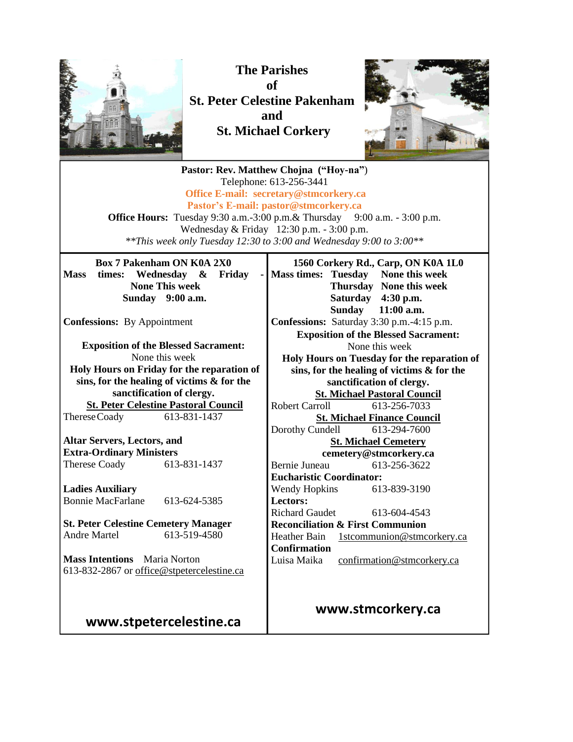# The Parishes of St. Peter Celestine Pakenham and St. Michael Corkery

**Pastor: Rev. Matthew Chojna ("Hoy-na")**
Telephone: 613-256-3441
**Office E-mail: secretary@stmcorkery.ca**
**Pastor's E-mail: pastor@stmcorkery.ca**
**Office Hours:** Tuesday 9:30 a.m.-3:00 p.m.& Thursday 9:00 a.m. - 3:00 p.m.
Wednesday & Friday 12:30 p.m. - 3:00 p.m.
*\*\*This week only Tuesday 12:30 to 3:00 and Wednesday 9:00 to 3:00\*\**

## St. Peter Celestine

**Box 7 Pakenham ON K0A 2X0**
**Mass times: Wednesday & Friday - None This week**
**Sunday 9:00 a.m.**

**Confessions:** By Appointment

**Exposition of the Blessed Sacrament:**
None this week
**Holy Hours on Friday for the reparation of sins, for the healing of victims & for the sanctification of clergy.**

**St. Peter Celestine Pastoral Council**
Therese Coady 613-831-1437

**Altar Servers, Lectors, and Extra-Ordinary Ministers**
Therese Coady 613-831-1437

**Ladies Auxiliary**
Bonnie MacFarlane 613-624-5385

**St. Peter Celestine Cemetery Manager**
Andre Martel 613-519-4580

**Mass Intentions** Maria Norton
613-832-2867 or office@stpetercelestine.ca

**www.stpetercelestine.ca**

## St. Michael

**1560 Corkery Rd., Carp, ON K0A 1L0**
**Mass times: Tuesday None this week**
**Thursday None this week**
**Saturday 4:30 p.m.**
**Sunday 11:00 a.m.**
**Confessions:** Saturday 3:30 p.m.-4:15 p.m.
**Exposition of the Blessed Sacrament:**
None this week
**Holy Hours on Tuesday for the reparation of sins, for the healing of victims & for the sanctification of clergy.**

**St. Michael Pastoral Council**
Robert Carroll 613-256-7033

**St. Michael Finance Council**
Dorothy Cundell 613-294-7600

**St. Michael Cemetery**
**cemetery@stmcorkery.ca**
Bernie Juneau 613-256-3622

**Eucharistic Coordinator:**
Wendy Hopkins 613-839-3190

**Lectors:**
Richard Gaudet 613-604-4543

**Reconciliation & First Communion**
Heather Bain 1stcommunion@stmcorkery.ca

**Confirmation**
Luisa Maika confirmation@stmcorkery.ca

**www.stmcorkery.ca**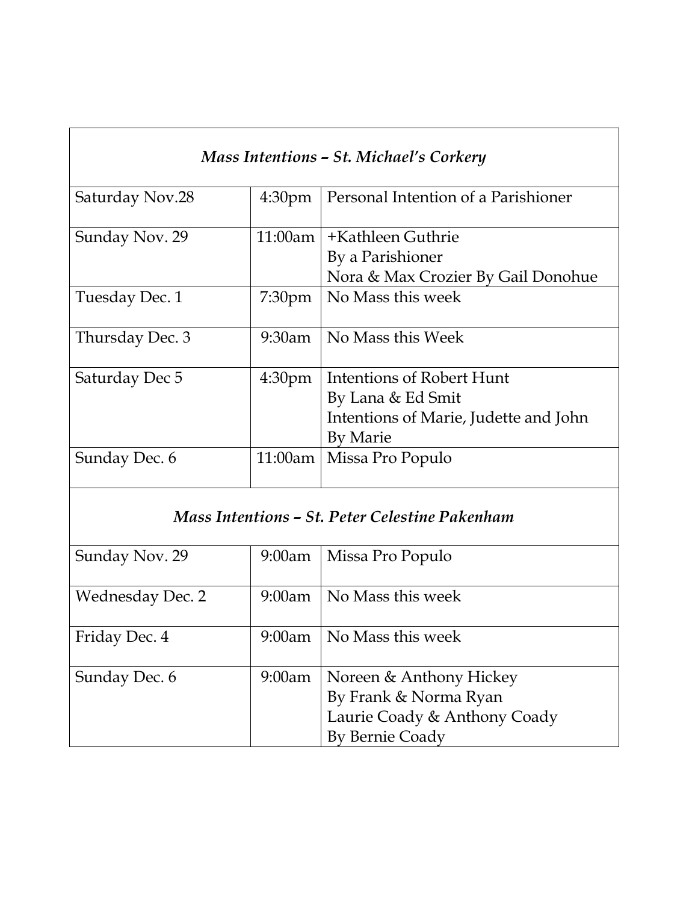| *Mass Intentions – St. Michael's Corkery* | | |
|---|---|---|
| Saturday Nov.28 | 4:30pm | Personal Intention of a Parishioner |
| Sunday Nov. 29 | 11:00am | +Kathleen Guthrie<br>By a Parishioner<br>Nora & Max Crozier By Gail Donohue |
| Tuesday Dec. 1 | 7:30pm | No Mass this week |
| Thursday Dec. 3 | 9:30am | No Mass this Week |
| Saturday Dec 5 | 4:30pm | Intentions of Robert Hunt<br>By Lana & Ed Smit<br>Intentions of Marie, Judette and John<br>By Marie |
| Sunday Dec. 6 | 11:00am | Missa Pro Populo |

| *Mass Intentions – St. Peter Celestine Pakenham* | | |
|---|---|---|
| Sunday Nov. 29 | 9:00am | Missa Pro Populo |
| Wednesday Dec. 2 | 9:00am | No Mass this week |
| Friday Dec. 4 | 9:00am | No Mass this week |
| Sunday Dec. 6 | 9:00am | Noreen & Anthony Hickey<br>By Frank & Norma Ryan<br>Laurie Coady & Anthony Coady<br>By Bernie Coady |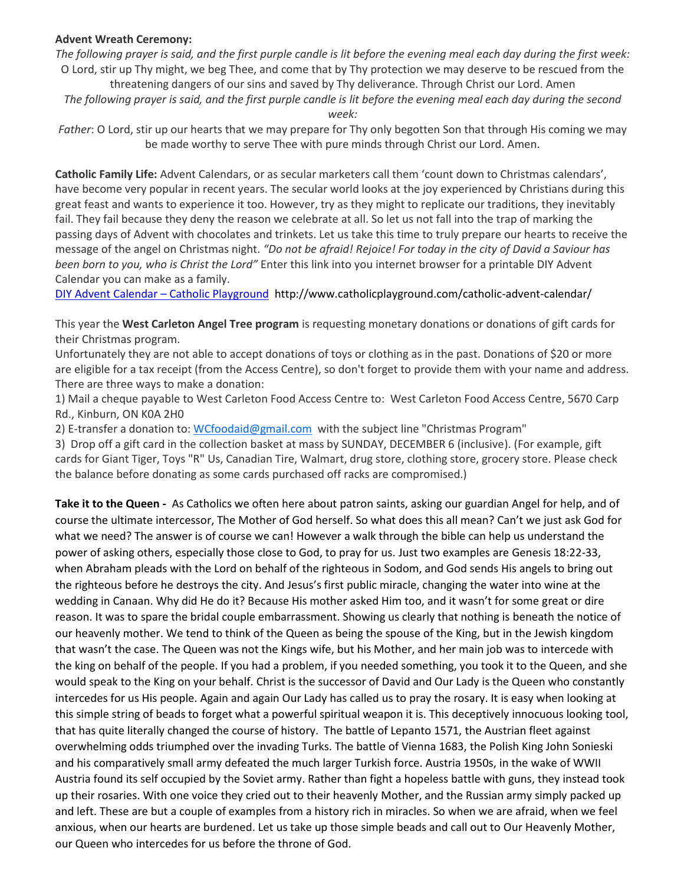**Advent Wreath Ceremony:**

*The following prayer is said, and the first purple candle is lit before the evening meal each day during the first week:*

O Lord, stir up Thy might, we beg Thee, and come that by Thy protection we may deserve to be rescued from the threatening dangers of our sins and saved by Thy deliverance. Through Christ our Lord. Amen

*The following prayer is said, and the first purple candle is lit before the evening meal each day during the second week:*

*Father*: O Lord, stir up our hearts that we may prepare for Thy only begotten Son that through His coming we may be made worthy to serve Thee with pure minds through Christ our Lord. Amen.

**Catholic Family Life:** Advent Calendars, or as secular marketers call them 'count down to Christmas calendars', have become very popular in recent years. The secular world looks at the joy experienced by Christians during this great feast and wants to experience it too. However, try as they might to replicate our traditions, they inevitably fail. They fail because they deny the reason we celebrate at all. So let us not fall into the trap of marking the passing days of Advent with chocolates and trinkets. Let us take this time to truly prepare our hearts to receive the message of the angel on Christmas night. *"Do not be afraid! Rejoice! For today in the city of David a Saviour has been born to you, who is Christ the Lord"* Enter this link into you internet browser for a printable DIY Advent Calendar you can make as a family.

[DIY Advent Calendar – Catholic Playground](http://www.catholicplayground.com/catholic-advent-calendar/) http://www.catholicplayground.com/catholic-advent-calendar/

This year the **West Carleton Angel Tree program** is requesting monetary donations or donations of gift cards for their Christmas program.

Unfortunately they are not able to accept donations of toys or clothing as in the past. Donations of $20 or more are eligible for a tax receipt (from the Access Centre), so don't forget to provide them with your name and address. There are three ways to make a donation:

1) Mail a cheque payable to West Carleton Food Access Centre to: West Carleton Food Access Centre, 5670 Carp Rd., Kinburn, ON K0A 2H0

2) E-transfer a donation to: WCfoodaid@gmail.com with the subject line "Christmas Program"

3) Drop off a gift card in the collection basket at mass by SUNDAY, DECEMBER 6 (inclusive). (For example, gift cards for Giant Tiger, Toys "R" Us, Canadian Tire, Walmart, drug store, clothing store, grocery store. Please check the balance before donating as some cards purchased off racks are compromised.)

**Take it to the Queen -** As Catholics we often here about patron saints, asking our guardian Angel for help, and of course the ultimate intercessor, The Mother of God herself. So what does this all mean? Can't we just ask God for what we need? The answer is of course we can! However a walk through the bible can help us understand the power of asking others, especially those close to God, to pray for us. Just two examples are Genesis 18:22-33, when Abraham pleads with the Lord on behalf of the righteous in Sodom, and God sends His angels to bring out the righteous before he destroys the city. And Jesus's first public miracle, changing the water into wine at the wedding in Canaan. Why did He do it? Because His mother asked Him too, and it wasn't for some great or dire reason. It was to spare the bridal couple embarrassment. Showing us clearly that nothing is beneath the notice of our heavenly mother. We tend to think of the Queen as being the spouse of the King, but in the Jewish kingdom that wasn't the case. The Queen was not the Kings wife, but his Mother, and her main job was to intercede with the king on behalf of the people. If you had a problem, if you needed something, you took it to the Queen, and she would speak to the King on your behalf. Christ is the successor of David and Our Lady is the Queen who constantly intercedes for us His people. Again and again Our Lady has called us to pray the rosary. It is easy when looking at this simple string of beads to forget what a powerful spiritual weapon it is. This deceptively innocuous looking tool, that has quite literally changed the course of history. The battle of Lepanto 1571, the Austrian fleet against overwhelming odds triumphed over the invading Turks. The battle of Vienna 1683, the Polish King John Sonieski and his comparatively small army defeated the much larger Turkish force. Austria 1950s, in the wake of WWII Austria found its self occupied by the Soviet army. Rather than fight a hopeless battle with guns, they instead took up their rosaries. With one voice they cried out to their heavenly Mother, and the Russian army simply packed up and left. These are but a couple of examples from a history rich in miracles. So when we are afraid, when we feel anxious, when our hearts are burdened. Let us take up those simple beads and call out to Our Heavenly Mother, our Queen who intercedes for us before the throne of God.